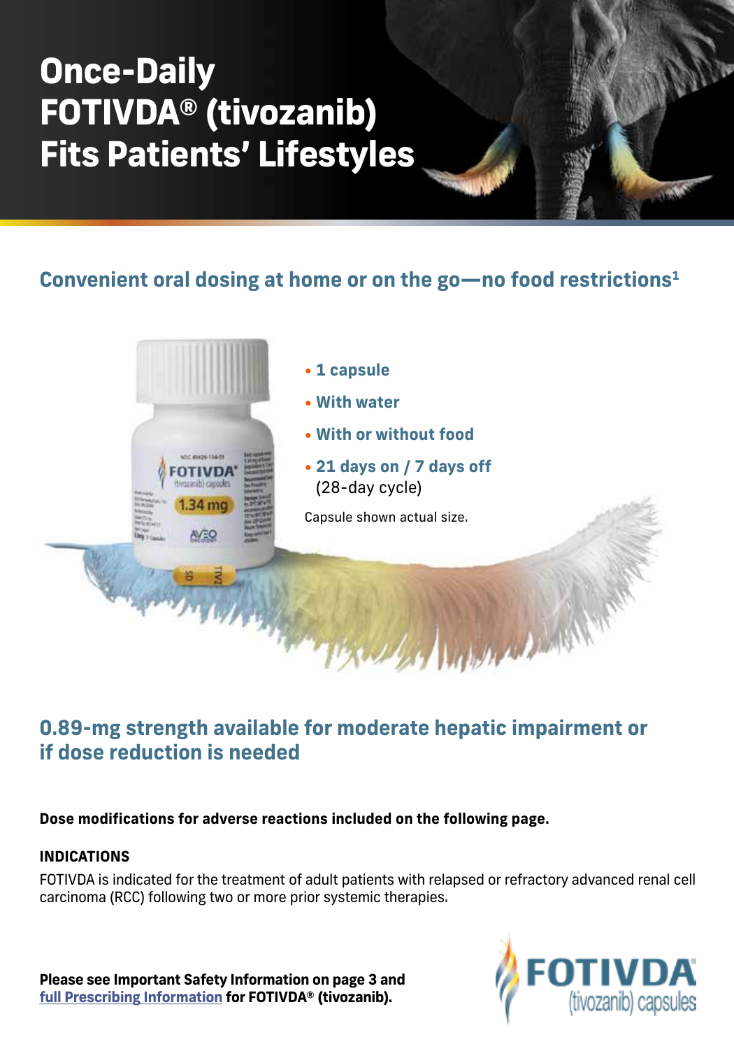# Once-Daily FOTIVDA® (tivozanib) Fits Patients' Lifestyles

## Convenient oral dosing at home or on the go—no food restrictions[1]

- **1 capsule**
- **With water**
- **With or without food**
- **21 days on / 7 days off** (28-day cycle)

Capsule shown actual size.

## 0.89-mg strength available for moderate hepatic impairment or if dose reduction is needed

**Dose modifications for adverse reactions included on the following page.**

**INDICATIONS**

FOTIVDA is indicated for the treatment of adult patients with relapsed or refractory advanced renal cell carcinoma (RCC) following two or more prior systemic therapies.

**Please see Important Safety Information on page 3 and full Prescribing Information for FOTIVDA® (tivozanib).**

FOTIVDA® (tivozanib) capsules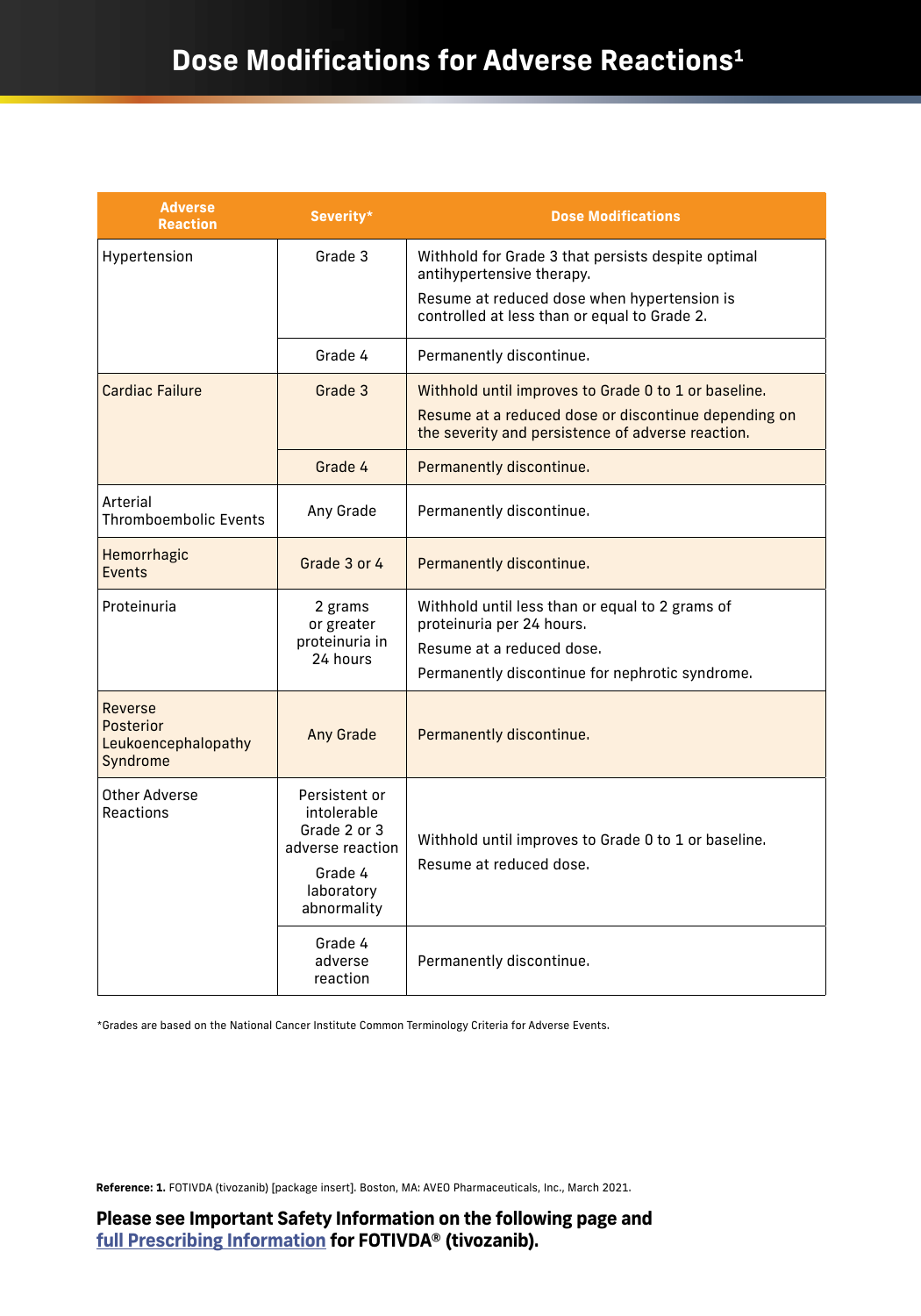# Dose Modifications for Adverse Reactions[1]

| Adverse Reaction | Severity* | Dose Modifications |
|---|---|---|
| Hypertension | Grade 3 | Withhold for Grade 3 that persists despite optimal antihypertensive therapy. Resume at reduced dose when hypertension is controlled at less than or equal to Grade 2. |
| | Grade 4 | Permanently discontinue. |
| Cardiac Failure | Grade 3 | Withhold until improves to Grade 0 to 1 or baseline. Resume at a reduced dose or discontinue depending on the severity and persistence of adverse reaction. |
| | Grade 4 | Permanently discontinue. |
| Arterial Thromboembolic Events | Any Grade | Permanently discontinue. |
| Hemorrhagic Events | Grade 3 or 4 | Permanently discontinue. |
| Proteinuria | 2 grams or greater proteinuria in 24 hours | Withhold until less than or equal to 2 grams of proteinuria per 24 hours. Resume at a reduced dose. Permanently discontinue for nephrotic syndrome. |
| Reverse Posterior Leukoencephalopathy Syndrome | Any Grade | Permanently discontinue. |
| Other Adverse Reactions | Persistent or intolerable Grade 2 or 3 adverse reaction; Grade 4 laboratory abnormality | Withhold until improves to Grade 0 to 1 or baseline. Resume at reduced dose. |
| | Grade 4 adverse reaction | Permanently discontinue. |

*Grades are based on the National Cancer Institute Common Terminology Criteria for Adverse Events.

**Reference: 1.** FOTIVDA (tivozanib) [package insert]. Boston, MA: AVEO Pharmaceuticals, Inc., March 2021.

**Please see Important Safety Information on the following page and full Prescribing Information for FOTIVDA® (tivozanib).**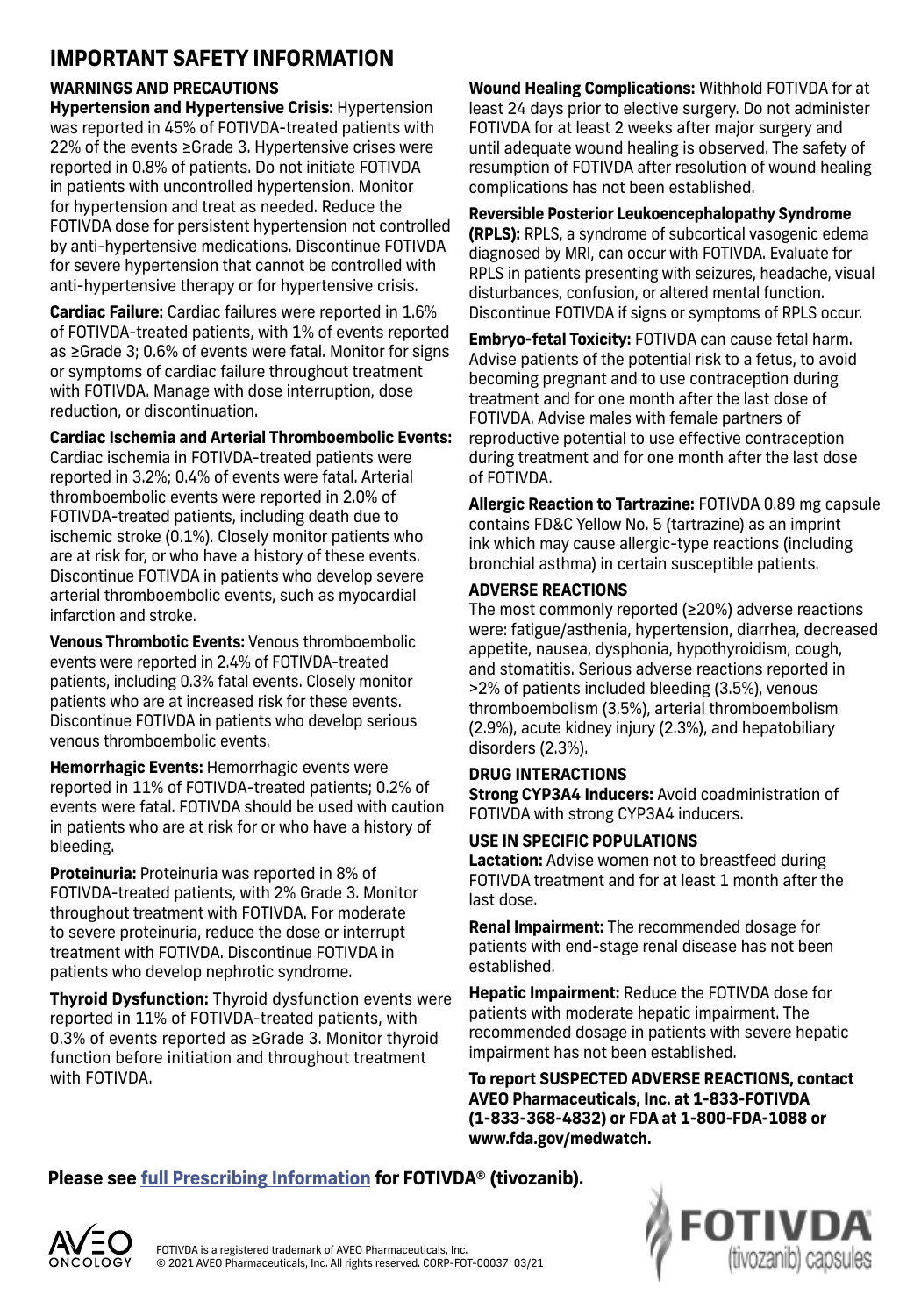# IMPORTANT SAFETY INFORMATION

## WARNINGS AND PRECAUTIONS

**Hypertension and Hypertensive Crisis:** Hypertension was reported in 45% of FOTIVDA-treated patients with 22% of the events ≥Grade 3. Hypertensive crises were reported in 0.8% of patients. Do not initiate FOTIVDA in patients with uncontrolled hypertension. Monitor for hypertension and treat as needed. Reduce the FOTIVDA dose for persistent hypertension not controlled by anti-hypertensive medications. Discontinue FOTIVDA for severe hypertension that cannot be controlled with anti-hypertensive therapy or for hypertensive crisis.

**Cardiac Failure:** Cardiac failures were reported in 1.6% of FOTIVDA-treated patients, with 1% of events reported as ≥Grade 3; 0.6% of events were fatal. Monitor for signs or symptoms of cardiac failure throughout treatment with FOTIVDA. Manage with dose interruption, dose reduction, or discontinuation.

**Cardiac Ischemia and Arterial Thromboembolic Events:** Cardiac ischemia in FOTIVDA-treated patients were reported in 3.2%; 0.4% of events were fatal. Arterial thromboembolic events were reported in 2.0% of FOTIVDA-treated patients, including death due to ischemic stroke (0.1%). Closely monitor patients who are at risk for, or who have a history of these events. Discontinue FOTIVDA in patients who develop severe arterial thromboembolic events, such as myocardial infarction and stroke.

**Venous Thrombotic Events:** Venous thromboembolic events were reported in 2.4% of FOTIVDA-treated patients, including 0.3% fatal events. Closely monitor patients who are at increased risk for these events. Discontinue FOTIVDA in patients who develop serious venous thromboembolic events.

**Hemorrhagic Events:** Hemorrhagic events were reported in 11% of FOTIVDA-treated patients; 0.2% of events were fatal. FOTIVDA should be used with caution in patients who are at risk for or who have a history of bleeding.

**Proteinuria:** Proteinuria was reported in 8% of FOTIVDA-treated patients, with 2% Grade 3. Monitor throughout treatment with FOTIVDA. For moderate to severe proteinuria, reduce the dose or interrupt treatment with FOTIVDA. Discontinue FOTIVDA in patients who develop nephrotic syndrome.

**Thyroid Dysfunction:** Thyroid dysfunction events were reported in 11% of FOTIVDA-treated patients, with 0.3% of events reported as ≥Grade 3. Monitor thyroid function before initiation and throughout treatment with FOTIVDA.

**Wound Healing Complications:** Withhold FOTIVDA for at least 24 days prior to elective surgery. Do not administer FOTIVDA for at least 2 weeks after major surgery and until adequate wound healing is observed. The safety of resumption of FOTIVDA after resolution of wound healing complications has not been established.

**Reversible Posterior Leukoencephalopathy Syndrome (RPLS):** RPLS, a syndrome of subcortical vasogenic edema diagnosed by MRI, can occur with FOTIVDA. Evaluate for RPLS in patients presenting with seizures, headache, visual disturbances, confusion, or altered mental function. Discontinue FOTIVDA if signs or symptoms of RPLS occur.

**Embryo-fetal Toxicity:** FOTIVDA can cause fetal harm. Advise patients of the potential risk to a fetus, to avoid becoming pregnant and to use contraception during treatment and for one month after the last dose of FOTIVDA. Advise males with female partners of reproductive potential to use effective contraception during treatment and for one month after the last dose of FOTIVDA.

**Allergic Reaction to Tartrazine:** FOTIVDA 0.89 mg capsule contains FD&C Yellow No. 5 (tartrazine) as an imprint ink which may cause allergic-type reactions (including bronchial asthma) in certain susceptible patients.

## ADVERSE REACTIONS

The most commonly reported (≥20%) adverse reactions were: fatigue/asthenia, hypertension, diarrhea, decreased appetite, nausea, dysphonia, hypothyroidism, cough, and stomatitis. Serious adverse reactions reported in >2% of patients included bleeding (3.5%), venous thromboembolism (3.5%), arterial thromboembolism (2.9%), acute kidney injury (2.3%), and hepatobiliary disorders (2.3%).

## DRUG INTERACTIONS

**Strong CYP3A4 Inducers:** Avoid coadministration of FOTIVDA with strong CYP3A4 inducers.

## USE IN SPECIFIC POPULATIONS

**Lactation:** Advise women not to breastfeed during FOTIVDA treatment and for at least 1 month after the last dose.

**Renal Impairment:** The recommended dosage for patients with end-stage renal disease has not been established.

**Hepatic Impairment:** Reduce the FOTIVDA dose for patients with moderate hepatic impairment. The recommended dosage in patients with severe hepatic impairment has not been established.

**To report SUSPECTED ADVERSE REACTIONS, contact AVEO Pharmaceuticals, Inc. at 1-833-FOTIVDA (1-833-368-4832) or FDA at 1-800-FDA-1088 or www.fda.gov/medwatch.**

**Please see full Prescribing Information for FOTIVDA® (tivozanib).**

AVEO ONCOLOGY

FOTIVDA is a registered trademark of AVEO Pharmaceuticals, Inc.
© 2021 AVEO Pharmaceuticals, Inc. All rights reserved. CORP-FOT-00037 03/21

FOTIVDA® (tivozanib) capsules